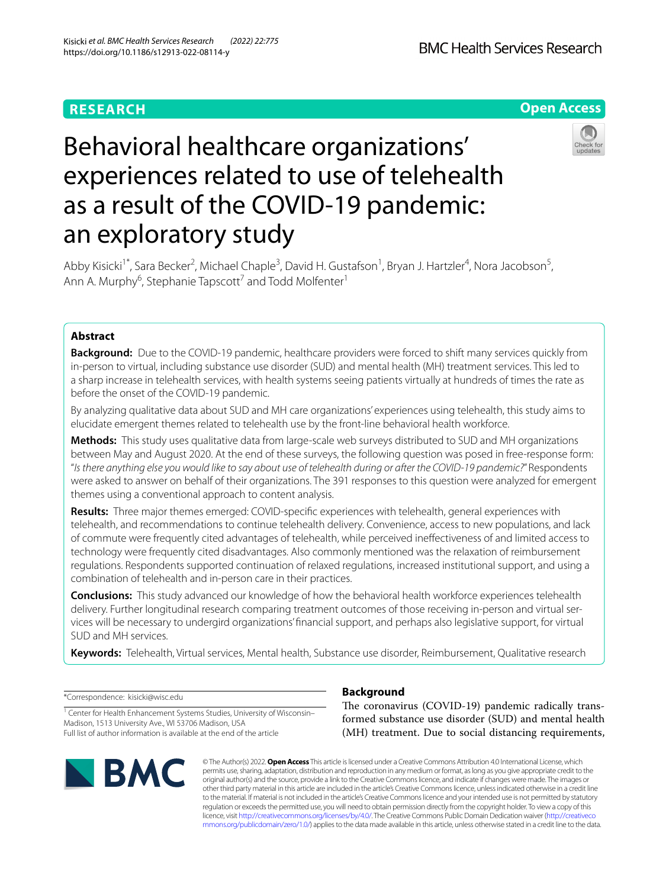RESEARCH

Open Access

# Behavioral healthcare organizations' experiences related to use of telehealth as a result of the COVID-19 pandemic: an exploratory study

Abby Kisicki[1*], Sara Becker[2], Michael Chaple[3], David H. Gustafson[1], Bryan J. Hartzler[4], Nora Jacobson[5], Ann A. Murphy[6], Stephanie Tapscott[7] and Todd Molfenter[1]

## Abstract

**Background:** Due to the COVID-19 pandemic, healthcare providers were forced to shift many services quickly from in-person to virtual, including substance use disorder (SUD) and mental health (MH) treatment services. This led to a sharp increase in telehealth services, with health systems seeing patients virtually at hundreds of times the rate as before the onset of the COVID-19 pandemic.

By analyzing qualitative data about SUD and MH care organizations' experiences using telehealth, this study aims to elucidate emergent themes related to telehealth use by the front-line behavioral health workforce.

**Methods:** This study uses qualitative data from large-scale web surveys distributed to SUD and MH organizations between May and August 2020. At the end of these surveys, the following question was posed in free-response form: "*Is there anything else you would like to say about use of telehealth during or after the COVID-19 pandemic?*" Respondents were asked to answer on behalf of their organizations. The 391 responses to this question were analyzed for emergent themes using a conventional approach to content analysis.

**Results:** Three major themes emerged: COVID-specific experiences with telehealth, general experiences with telehealth, and recommendations to continue telehealth delivery. Convenience, access to new populations, and lack of commute were frequently cited advantages of telehealth, while perceived ineffectiveness of and limited access to technology were frequently cited disadvantages. Also commonly mentioned was the relaxation of reimbursement regulations. Respondents supported continuation of relaxed regulations, increased institutional support, and using a combination of telehealth and in-person care in their practices.

**Conclusions:** This study advanced our knowledge of how the behavioral health workforce experiences telehealth delivery. Further longitudinal research comparing treatment outcomes of those receiving in-person and virtual services will be necessary to undergird organizations' financial support, and perhaps also legislative support, for virtual SUD and MH services.

**Keywords:** Telehealth, Virtual services, Mental health, Substance use disorder, Reimbursement, Qualitative research

*Correspondence: kisicki@wisc.edu

[1] Center for Health Enhancement Systems Studies, University of Wisconsin–Madison, 1513 University Ave., WI 53706 Madison, USA
Full list of author information is available at the end of the article

## Background

The coronavirus (COVID-19) pandemic radically transformed substance use disorder (SUD) and mental health (MH) treatment. Due to social distancing requirements,

© The Author(s) 2022. **Open Access** This article is licensed under a Creative Commons Attribution 4.0 International License, which permits use, sharing, adaptation, distribution and reproduction in any medium or format, as long as you give appropriate credit to the original author(s) and the source, provide a link to the Creative Commons licence, and indicate if changes were made. The images or other third party material in this article are included in the article's Creative Commons licence, unless indicated otherwise in a credit line to the material. If material is not included in the article's Creative Commons licence and your intended use is not permitted by statutory regulation or exceeds the permitted use, you will need to obtain permission directly from the copyright holder. To view a copy of this licence, visit http://creativecommons.org/licenses/by/4.0/. The Creative Commons Public Domain Dedication waiver (http://creativecommons.org/publicdomain/zero/1.0/) applies to the data made available in this article, unless otherwise stated in a credit line to the data.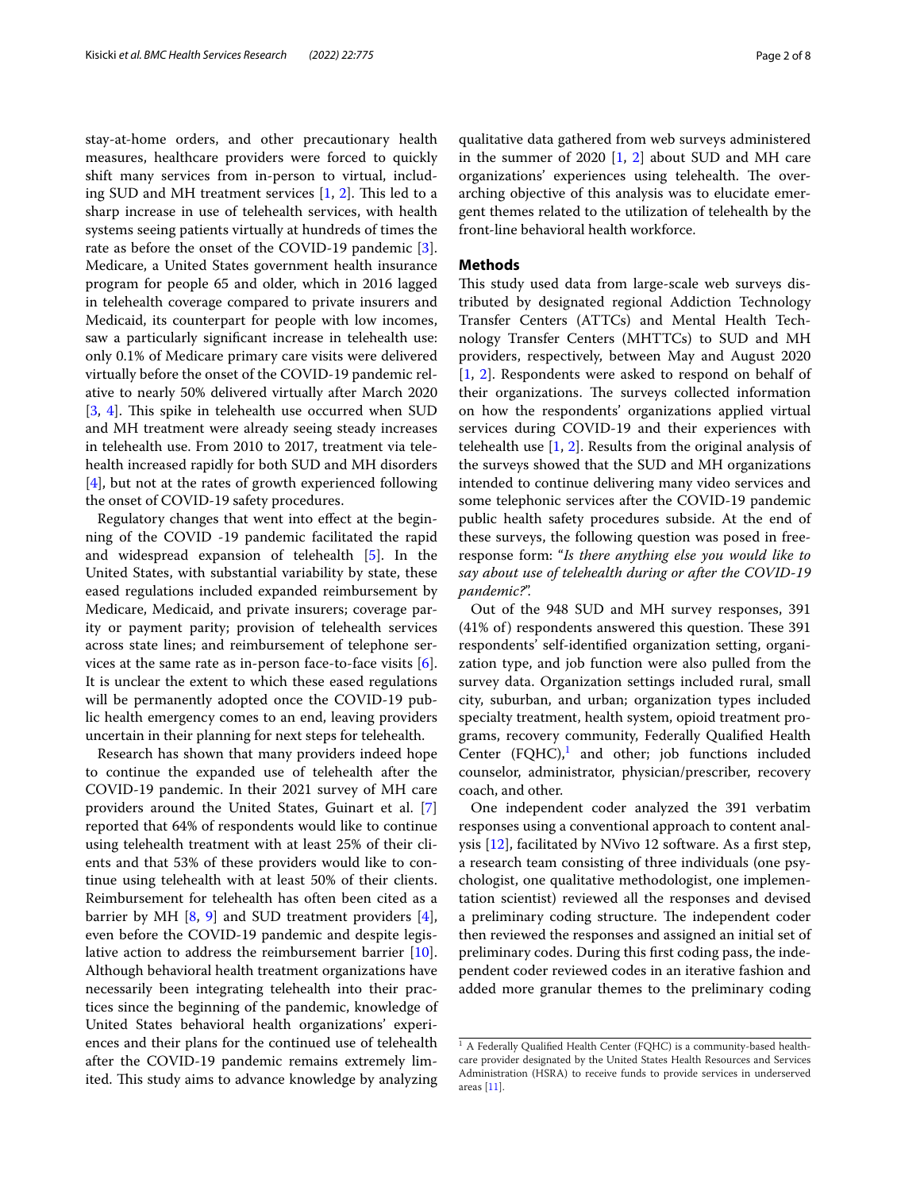stay-at-home orders, and other precautionary health measures, healthcare providers were forced to quickly shift many services from in-person to virtual, including SUD and MH treatment services [1, 2]. This led to a sharp increase in use of telehealth services, with health systems seeing patients virtually at hundreds of times the rate as before the onset of the COVID-19 pandemic [3]. Medicare, a United States government health insurance program for people 65 and older, which in 2016 lagged in telehealth coverage compared to private insurers and Medicaid, its counterpart for people with low incomes, saw a particularly significant increase in telehealth use: only 0.1% of Medicare primary care visits were delivered virtually before the onset of the COVID-19 pandemic relative to nearly 50% delivered virtually after March 2020 [3, 4]. This spike in telehealth use occurred when SUD and MH treatment were already seeing steady increases in telehealth use. From 2010 to 2017, treatment via telehealth increased rapidly for both SUD and MH disorders [4], but not at the rates of growth experienced following the onset of COVID-19 safety procedures.

Regulatory changes that went into effect at the beginning of the COVID -19 pandemic facilitated the rapid and widespread expansion of telehealth [5]. In the United States, with substantial variability by state, these eased regulations included expanded reimbursement by Medicare, Medicaid, and private insurers; coverage parity or payment parity; provision of telehealth services across state lines; and reimbursement of telephone services at the same rate as in-person face-to-face visits [6]. It is unclear the extent to which these eased regulations will be permanently adopted once the COVID-19 public health emergency comes to an end, leaving providers uncertain in their planning for next steps for telehealth.

Research has shown that many providers indeed hope to continue the expanded use of telehealth after the COVID-19 pandemic. In their 2021 survey of MH care providers around the United States, Guinart et al. [7] reported that 64% of respondents would like to continue using telehealth treatment with at least 25% of their clients and that 53% of these providers would like to continue using telehealth with at least 50% of their clients. Reimbursement for telehealth has often been cited as a barrier by MH [8, 9] and SUD treatment providers [4], even before the COVID-19 pandemic and despite legislative action to address the reimbursement barrier [10]. Although behavioral health treatment organizations have necessarily been integrating telehealth into their practices since the beginning of the pandemic, knowledge of United States behavioral health organizations' experiences and their plans for the continued use of telehealth after the COVID-19 pandemic remains extremely limited. This study aims to advance knowledge by analyzing qualitative data gathered from web surveys administered in the summer of 2020 [1, 2] about SUD and MH care organizations' experiences using telehealth. The overarching objective of this analysis was to elucidate emergent themes related to the utilization of telehealth by the front-line behavioral health workforce.

## Methods

This study used data from large-scale web surveys distributed by designated regional Addiction Technology Transfer Centers (ATTCs) and Mental Health Technology Transfer Centers (MHTTCs) to SUD and MH providers, respectively, between May and August 2020 [1, 2]. Respondents were asked to respond on behalf of their organizations. The surveys collected information on how the respondents' organizations applied virtual services during COVID-19 and their experiences with telehealth use [1, 2]. Results from the original analysis of the surveys showed that the SUD and MH organizations intended to continue delivering many video services and some telephonic services after the COVID-19 pandemic public health safety procedures subside. At the end of these surveys, the following question was posed in free-response form: "*Is there anything else you would like to say about use of telehealth during or after the COVID-19 pandemic?*".

Out of the 948 SUD and MH survey responses, 391 (41% of) respondents answered this question. These 391 respondents' self-identified organization setting, organization type, and job function were also pulled from the survey data. Organization settings included rural, small city, suburban, and urban; organization types included specialty treatment, health system, opioid treatment programs, recovery community, Federally Qualified Health Center (FQHC),[1] and other; job functions included counselor, administrator, physician/prescriber, recovery coach, and other.

One independent coder analyzed the 391 verbatim responses using a conventional approach to content analysis [12], facilitated by NVivo 12 software. As a first step, a research team consisting of three individuals (one psychologist, one qualitative methodologist, one implementation scientist) reviewed all the responses and devised a preliminary coding structure. The independent coder then reviewed the responses and assigned an initial set of preliminary codes. During this first coding pass, the independent coder reviewed codes in an iterative fashion and added more granular themes to the preliminary coding

---

[1] A Federally Qualified Health Center (FQHC) is a community-based healthcare provider designated by the United States Health Resources and Services Administration (HSRA) to receive funds to provide services in underserved areas [11].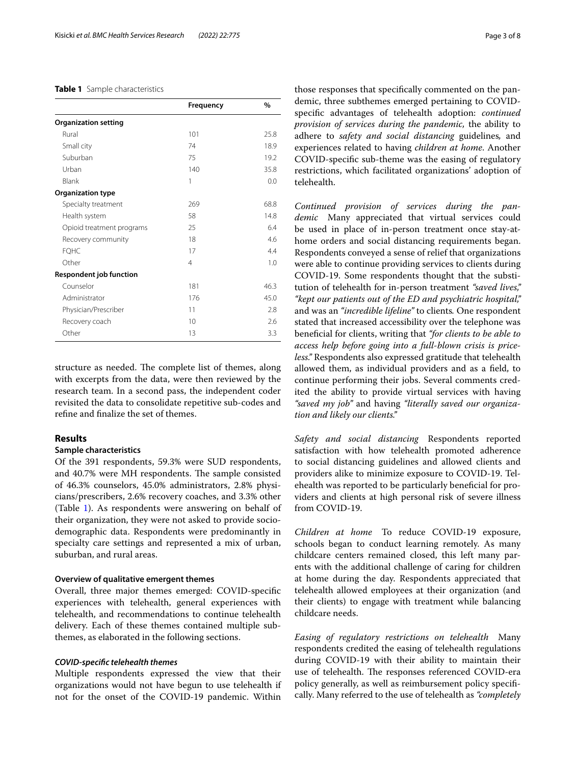**Table 1** Sample characteristics

| | Frequency | % |
|---|---|---|
| **Organization setting** | | |
| Rural | 101 | 25.8 |
| Small city | 74 | 18.9 |
| Suburban | 75 | 19.2 |
| Urban | 140 | 35.8 |
| Blank | 1 | 0.0 |
| **Organization type** | | |
| Specialty treatment | 269 | 68.8 |
| Health system | 58 | 14.8 |
| Opioid treatment programs | 25 | 6.4 |
| Recovery community | 18 | 4.6 |
| FQHC | 17 | 4.4 |
| Other | 4 | 1.0 |
| **Respondent job function** | | |
| Counselor | 181 | 46.3 |
| Administrator | 176 | 45.0 |
| Physician/Prescriber | 11 | 2.8 |
| Recovery coach | 10 | 2.6 |
| Other | 13 | 3.3 |

structure as needed. The complete list of themes, along with excerpts from the data, were then reviewed by the research team. In a second pass, the independent coder revisited the data to consolidate repetitive sub-codes and refine and finalize the set of themes.

## Results

### Sample characteristics

Of the 391 respondents, 59.3% were SUD respondents, and 40.7% were MH respondents. The sample consisted of 46.3% counselors, 45.0% administrators, 2.8% physicians/prescribers, 2.6% recovery coaches, and 3.3% other (Table 1). As respondents were answering on behalf of their organization, they were not asked to provide sociodemographic data. Respondents were predominantly in specialty care settings and represented a mix of urban, suburban, and rural areas.

### Overview of qualitative emergent themes

Overall, three major themes emerged: COVID-specific experiences with telehealth, general experiences with telehealth, and recommendations to continue telehealth delivery. Each of these themes contained multiple subthemes, as elaborated in the following sections.

#### *COVID-specific telehealth themes*

Multiple respondents expressed the view that their organizations would not have begun to use telehealth if not for the onset of the COVID-19 pandemic. Within those responses that specifically commented on the pandemic, three subthemes emerged pertaining to COVID-specific advantages of telehealth adoption: *continued provision of services during the pandemic,* the ability to adhere to *safety and social distancing* guidelines*,* and experiences related to having *children at home*. Another COVID-specific sub-theme was the easing of regulatory restrictions, which facilitated organizations' adoption of telehealth.

*Continued provision of services during the pandemic* Many appreciated that virtual services could be used in place of in-person treatment once stay-at-home orders and social distancing requirements began. Respondents conveyed a sense of relief that organizations were able to continue providing services to clients during COVID-19. Some respondents thought that the substitution of telehealth for in-person treatment *"saved lives," "kept our patients out of the ED and psychiatric hospital,"* and was an *"incredible lifeline"* to clients*.* One respondent stated that increased accessibility over the telephone was beneficial for clients, writing that *"for clients to be able to access help before going into a full-blown crisis is priceless."* Respondents also expressed gratitude that telehealth allowed them, as individual providers and as a field, to continue performing their jobs. Several comments credited the ability to provide virtual services with having *"saved my job"* and having *"literally saved our organization and likely our clients."*

*Safety and social distancing* Respondents reported satisfaction with how telehealth promoted adherence to social distancing guidelines and allowed clients and providers alike to minimize exposure to COVID-19. Telehealth was reported to be particularly beneficial for providers and clients at high personal risk of severe illness from COVID-19.

*Children at home* To reduce COVID-19 exposure, schools began to conduct learning remotely. As many childcare centers remained closed, this left many parents with the additional challenge of caring for children at home during the day. Respondents appreciated that telehealth allowed employees at their organization (and their clients) to engage with treatment while balancing childcare needs.

*Easing of regulatory restrictions on telehealth* Many respondents credited the easing of telehealth regulations during COVID-19 with their ability to maintain their use of telehealth. The responses referenced COVID-era policy generally, as well as reimbursement policy specifically. Many referred to the use of telehealth as *"completely*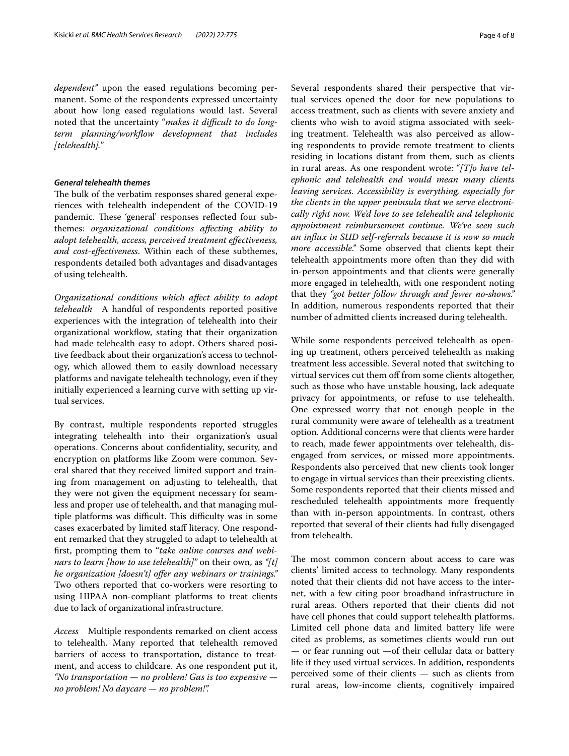*dependent"* upon the eased regulations becoming permanent. Some of the respondents expressed uncertainty about how long eased regulations would last. Several noted that the uncertainty "*makes it difficult to do long-term planning/workflow development that includes [telehealth].*"

### *General telehealth themes*

The bulk of the verbatim responses shared general experiences with telehealth independent of the COVID-19 pandemic. These 'general' responses reflected four subthemes: *organizational conditions affecting ability to adopt telehealth, access, perceived treatment effectiveness, and cost-effectiveness*. Within each of these subthemes, respondents detailed both advantages and disadvantages of using telehealth.

*Organizational conditions which affect ability to adopt telehealth* A handful of respondents reported positive experiences with the integration of telehealth into their organizational workflow, stating that their organization had made telehealth easy to adopt. Others shared positive feedback about their organization's access to technology, which allowed them to easily download necessary platforms and navigate telehealth technology, even if they initially experienced a learning curve with setting up virtual services.

By contrast, multiple respondents reported struggles integrating telehealth into their organization's usual operations. Concerns about confidentiality, security, and encryption on platforms like Zoom were common. Several shared that they received limited support and training from management on adjusting to telehealth, that they were not given the equipment necessary for seamless and proper use of telehealth, and that managing multiple platforms was difficult. This difficulty was in some cases exacerbated by limited staff literacy. One respondent remarked that they struggled to adapt to telehealth at first, prompting them to "*take online courses and webinars to learn [how to use telehealth]"* on their own, as *"[t]he organization [doesn't] offer any webinars or trainings."* Two others reported that co-workers were resorting to using HIPAA non-compliant platforms to treat clients due to lack of organizational infrastructure.

*Access* Multiple respondents remarked on client access to telehealth. Many reported that telehealth removed barriers of access to transportation, distance to treatment, and access to childcare. As one respondent put it, *"No transportation — no problem! Gas is too expensive — no problem! No daycare — no problem!".*

Several respondents shared their perspective that virtual services opened the door for new populations to access treatment, such as clients with severe anxiety and clients who wish to avoid stigma associated with seeking treatment. Telehealth was also perceived as allowing respondents to provide remote treatment to clients residing in locations distant from them, such as clients in rural areas. As one respondent wrote: "*[T]o have telephonic and telehealth end would mean many clients leaving services. Accessibility is everything, especially for the clients in the upper peninsula that we serve electronically right now. We'd love to see telehealth and telephonic appointment reimbursement continue. We've seen such an influx in SUD self-referrals because it is now so much more accessible."* Some observed that clients kept their telehealth appointments more often than they did with in-person appointments and that clients were generally more engaged in telehealth, with one respondent noting that they *"got better follow through and fewer no-shows."* In addition, numerous respondents reported that their number of admitted clients increased during telehealth.

While some respondents perceived telehealth as opening up treatment, others perceived telehealth as making treatment less accessible. Several noted that switching to virtual services cut them off from some clients altogether, such as those who have unstable housing, lack adequate privacy for appointments, or refuse to use telehealth. One expressed worry that not enough people in the rural community were aware of telehealth as a treatment option. Additional concerns were that clients were harder to reach, made fewer appointments over telehealth, disengaged from services, or missed more appointments. Respondents also perceived that new clients took longer to engage in virtual services than their preexisting clients. Some respondents reported that their clients missed and rescheduled telehealth appointments more frequently than with in-person appointments. In contrast, others reported that several of their clients had fully disengaged from telehealth.

The most common concern about access to care was clients' limited access to technology. Many respondents noted that their clients did not have access to the internet, with a few citing poor broadband infrastructure in rural areas. Others reported that their clients did not have cell phones that could support telehealth platforms. Limited cell phone data and limited battery life were cited as problems, as sometimes clients would run out — or fear running out —of their cellular data or battery life if they used virtual services. In addition, respondents perceived some of their clients — such as clients from rural areas, low-income clients, cognitively impaired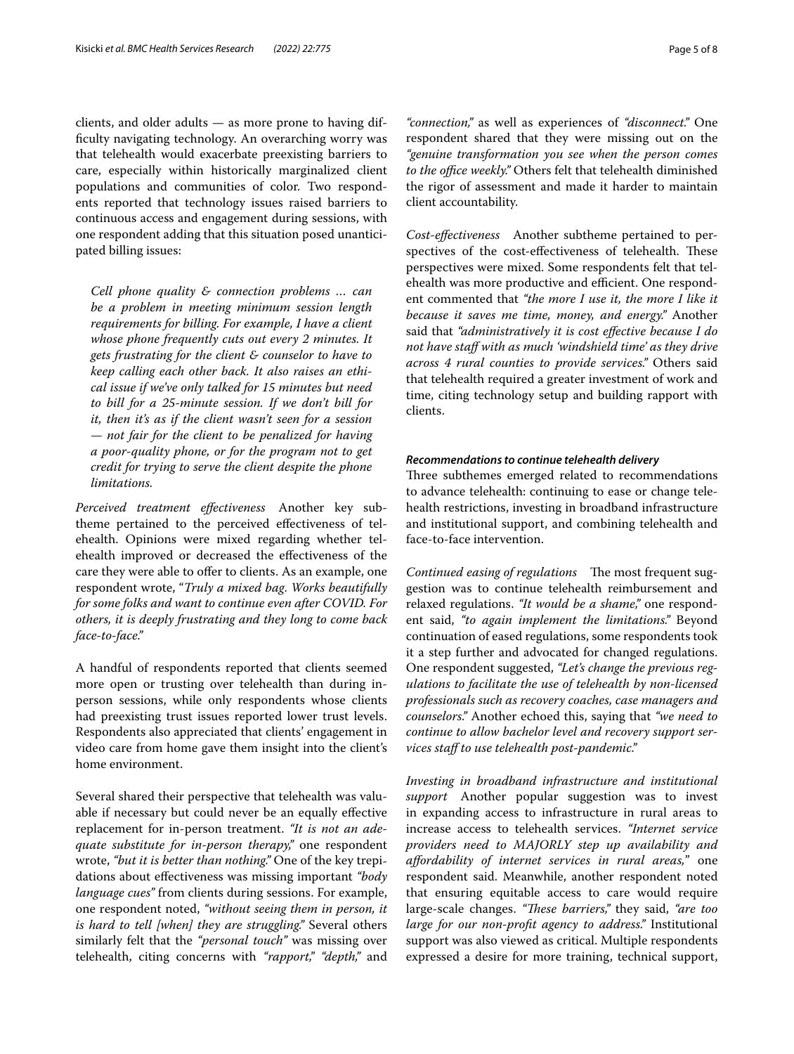clients, and older adults — as more prone to having difficulty navigating technology. An overarching worry was that telehealth would exacerbate preexisting barriers to care, especially within historically marginalized client populations and communities of color. Two respondents reported that technology issues raised barriers to continuous access and engagement during sessions, with one respondent adding that this situation posed unanticipated billing issues:

> *Cell phone quality & connection problems … can be a problem in meeting minimum session length requirements for billing. For example, I have a client whose phone frequently cuts out every 2 minutes. It gets frustrating for the client & counselor to have to keep calling each other back. It also raises an ethical issue if we've only talked for 15 minutes but need to bill for a 25-minute session. If we don't bill for it, then it's as if the client wasn't seen for a session — not fair for the client to be penalized for having a poor-quality phone, or for the program not to get credit for trying to serve the client despite the phone limitations.*

*Perceived treatment effectiveness* Another key subtheme pertained to the perceived effectiveness of telehealth. Opinions were mixed regarding whether telehealth improved or decreased the effectiveness of the care they were able to offer to clients. As an example, one respondent wrote, "*Truly a mixed bag. Works beautifully for some folks and want to continue even after COVID. For others, it is deeply frustrating and they long to come back face-to-face.*"

A handful of respondents reported that clients seemed more open or trusting over telehealth than during in-person sessions, while only respondents whose clients had preexisting trust issues reported lower trust levels. Respondents also appreciated that clients' engagement in video care from home gave them insight into the client's home environment.

Several shared their perspective that telehealth was valuable if necessary but could never be an equally effective replacement for in-person treatment. *"It is not an adequate substitute for in-person therapy,"* one respondent wrote, *"but it is better than nothing."* One of the key trepidations about effectiveness was missing important *"body language cues"* from clients during sessions. For example, one respondent noted, *"without seeing them in person, it is hard to tell [when] they are struggling."* Several others similarly felt that the *"personal touch"* was missing over telehealth, citing concerns with *"rapport," "depth,"* and *"connection,"* as well as experiences of *"disconnect."* One respondent shared that they were missing out on the *"genuine transformation you see when the person comes to the office weekly."* Others felt that telehealth diminished the rigor of assessment and made it harder to maintain client accountability.

*Cost-effectiveness* Another subtheme pertained to perspectives of the cost-effectiveness of telehealth. These perspectives were mixed. Some respondents felt that telehealth was more productive and efficient. One respondent commented that *"the more I use it, the more I like it because it saves me time, money, and energy."* Another said that *"administratively it is cost effective because I do not have staff with as much 'windshield time' as they drive across 4 rural counties to provide services."* Others said that telehealth required a greater investment of work and time, citing technology setup and building rapport with clients.

#### *Recommendations to continue telehealth delivery*

Three subthemes emerged related to recommendations to advance telehealth: continuing to ease or change telehealth restrictions, investing in broadband infrastructure and institutional support, and combining telehealth and face-to-face intervention.

*Continued easing of regulations* The most frequent suggestion was to continue telehealth reimbursement and relaxed regulations. *"It would be a shame,"* one respondent said, *"to again implement the limitations."* Beyond continuation of eased regulations, some respondents took it a step further and advocated for changed regulations. One respondent suggested, *"Let's change the previous regulations to facilitate the use of telehealth by non-licensed professionals such as recovery coaches, case managers and counselors."* Another echoed this, saying that *"we need to continue to allow bachelor level and recovery support services staff to use telehealth post-pandemic."*

*Investing in broadband infrastructure and institutional support* Another popular suggestion was to invest in expanding access to infrastructure in rural areas to increase access to telehealth services. *"Internet service providers need to MAJORLY step up availability and affordability of internet services in rural areas,"* one respondent said. Meanwhile, another respondent noted that ensuring equitable access to care would require large-scale changes. *"These barriers,"* they said, *"are too large for our non-profit agency to address."* Institutional support was also viewed as critical. Multiple respondents expressed a desire for more training, technical support,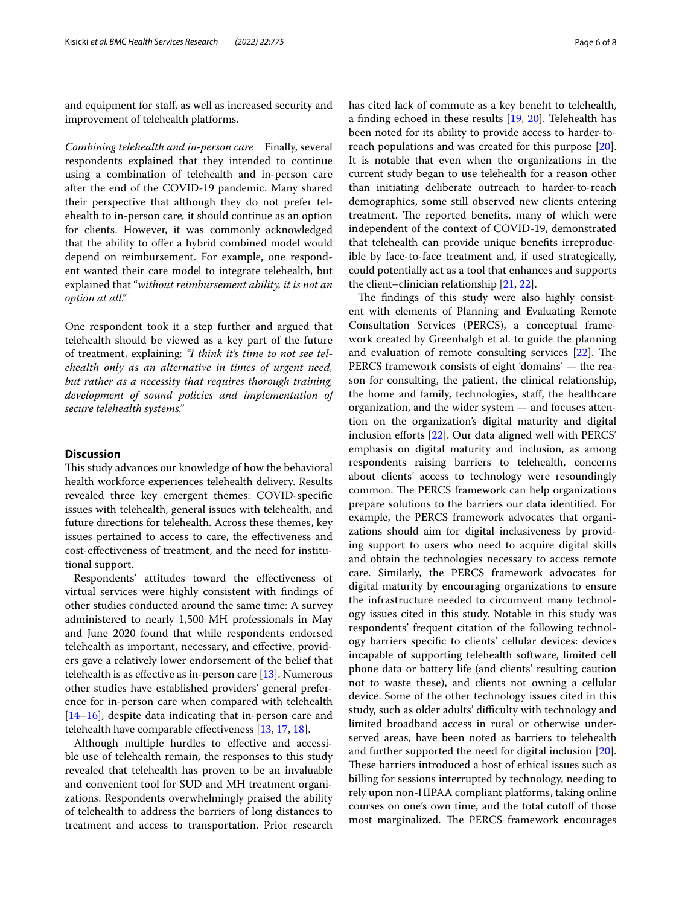and equipment for staff, as well as increased security and improvement of telehealth platforms.

*Combining telehealth and in-person care* Finally, several respondents explained that they intended to continue using a combination of telehealth and in-person care after the end of the COVID-19 pandemic. Many shared their perspective that although they do not prefer telehealth to in-person care, it should continue as an option for clients. However, it was commonly acknowledged that the ability to offer a hybrid combined model would depend on reimbursement. For example, one respondent wanted their care model to integrate telehealth, but explained that "*without reimbursement ability, it is not an option at all*."

One respondent took it a step further and argued that telehealth should be viewed as a key part of the future of treatment, explaining: *"I think it's time to not see telehealth only as an alternative in times of urgent need, but rather as a necessity that requires thorough training, development of sound policies and implementation of secure telehealth systems."*

## Discussion

This study advances our knowledge of how the behavioral health workforce experiences telehealth delivery. Results revealed three key emergent themes: COVID-specific issues with telehealth, general issues with telehealth, and future directions for telehealth. Across these themes, key issues pertained to access to care, the effectiveness and cost-effectiveness of treatment, and the need for institutional support.

Respondents' attitudes toward the effectiveness of virtual services were highly consistent with findings of other studies conducted around the same time: A survey administered to nearly 1,500 MH professionals in May and June 2020 found that while respondents endorsed telehealth as important, necessary, and effective, providers gave a relatively lower endorsement of the belief that telehealth is as effective as in-person care [13]. Numerous other studies have established providers' general preference for in-person care when compared with telehealth [14–16], despite data indicating that in-person care and telehealth have comparable effectiveness [13, 17, 18].

Although multiple hurdles to effective and accessible use of telehealth remain, the responses to this study revealed that telehealth has proven to be an invaluable and convenient tool for SUD and MH treatment organizations. Respondents overwhelmingly praised the ability of telehealth to address the barriers of long distances to treatment and access to transportation. Prior research has cited lack of commute as a key benefit to telehealth, a finding echoed in these results [19, 20]. Telehealth has been noted for its ability to provide access to harder-to-reach populations and was created for this purpose [20]. It is notable that even when the organizations in the current study began to use telehealth for a reason other than initiating deliberate outreach to harder-to-reach demographics, some still observed new clients entering treatment. The reported benefits, many of which were independent of the context of COVID-19, demonstrated that telehealth can provide unique benefits irreproducible by face-to-face treatment and, if used strategically, could potentially act as a tool that enhances and supports the client–clinician relationship [21, 22].

The findings of this study were also highly consistent with elements of Planning and Evaluating Remote Consultation Services (PERCS), a conceptual framework created by Greenhalgh et al. to guide the planning and evaluation of remote consulting services [22]. The PERCS framework consists of eight 'domains' — the reason for consulting, the patient, the clinical relationship, the home and family, technologies, staff, the healthcare organization, and the wider system — and focuses attention on the organization's digital maturity and digital inclusion efforts [22]. Our data aligned well with PERCS' emphasis on digital maturity and inclusion, as among respondents raising barriers to telehealth, concerns about clients' access to technology were resoundingly common. The PERCS framework can help organizations prepare solutions to the barriers our data identified. For example, the PERCS framework advocates that organizations should aim for digital inclusiveness by providing support to users who need to acquire digital skills and obtain the technologies necessary to access remote care. Similarly, the PERCS framework advocates for digital maturity by encouraging organizations to ensure the infrastructure needed to circumvent many technology issues cited in this study. Notable in this study was respondents' frequent citation of the following technology barriers specific to clients' cellular devices: devices incapable of supporting telehealth software, limited cell phone data or battery life (and clients' resulting caution not to waste these), and clients not owning a cellular device. Some of the other technology issues cited in this study, such as older adults' difficulty with technology and limited broadband access in rural or otherwise underserved areas, have been noted as barriers to telehealth and further supported the need for digital inclusion [20]. These barriers introduced a host of ethical issues such as billing for sessions interrupted by technology, needing to rely upon non-HIPAA compliant platforms, taking online courses on one's own time, and the total cutoff of those most marginalized. The PERCS framework encourages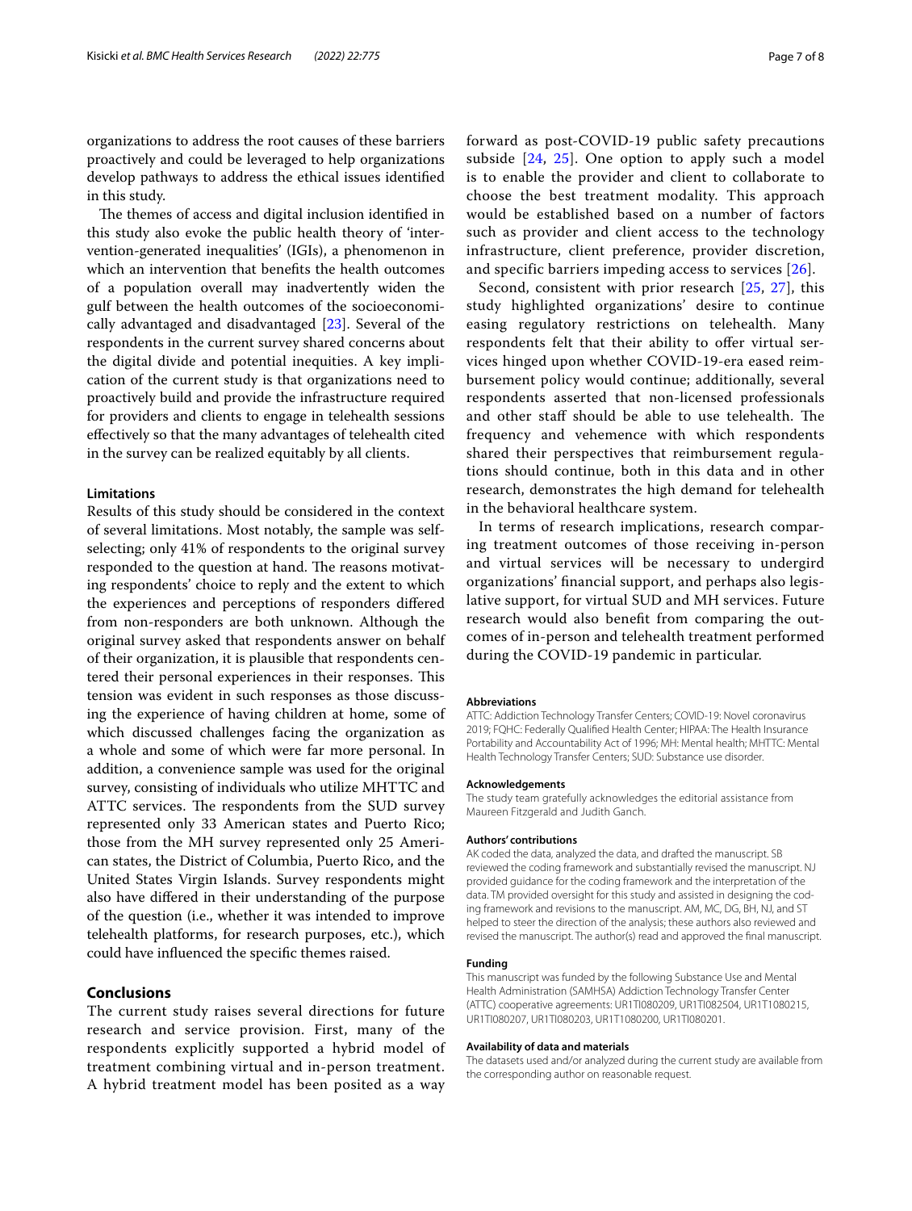organizations to address the root causes of these barriers proactively and could be leveraged to help organizations develop pathways to address the ethical issues identified in this study.

The themes of access and digital inclusion identified in this study also evoke the public health theory of 'intervention-generated inequalities' (IGIs), a phenomenon in which an intervention that benefits the health outcomes of a population overall may inadvertently widen the gulf between the health outcomes of the socioeconomically advantaged and disadvantaged [23]. Several of the respondents in the current survey shared concerns about the digital divide and potential inequities. A key implication of the current study is that organizations need to proactively build and provide the infrastructure required for providers and clients to engage in telehealth sessions effectively so that the many advantages of telehealth cited in the survey can be realized equitably by all clients.

### Limitations

Results of this study should be considered in the context of several limitations. Most notably, the sample was self-selecting; only 41% of respondents to the original survey responded to the question at hand. The reasons motivating respondents' choice to reply and the extent to which the experiences and perceptions of responders differed from non-responders are both unknown. Although the original survey asked that respondents answer on behalf of their organization, it is plausible that respondents centered their personal experiences in their responses. This tension was evident in such responses as those discussing the experience of having children at home, some of which discussed challenges facing the organization as a whole and some of which were far more personal. In addition, a convenience sample was used for the original survey, consisting of individuals who utilize MHTTC and ATTC services. The respondents from the SUD survey represented only 33 American states and Puerto Rico; those from the MH survey represented only 25 American states, the District of Columbia, Puerto Rico, and the United States Virgin Islands. Survey respondents might also have differed in their understanding of the purpose of the question (i.e., whether it was intended to improve telehealth platforms, for research purposes, etc.), which could have influenced the specific themes raised.

## Conclusions

The current study raises several directions for future research and service provision. First, many of the respondents explicitly supported a hybrid model of treatment combining virtual and in-person treatment. A hybrid treatment model has been posited as a way forward as post-COVID-19 public safety precautions subside [24, 25]. One option to apply such a model is to enable the provider and client to collaborate to choose the best treatment modality. This approach would be established based on a number of factors such as provider and client access to the technology infrastructure, client preference, provider discretion, and specific barriers impeding access to services [26].

Second, consistent with prior research [25, 27], this study highlighted organizations' desire to continue easing regulatory restrictions on telehealth. Many respondents felt that their ability to offer virtual services hinged upon whether COVID-19-era eased reimbursement policy would continue; additionally, several respondents asserted that non-licensed professionals and other staff should be able to use telehealth. The frequency and vehemence with which respondents shared their perspectives that reimbursement regulations should continue, both in this data and in other research, demonstrates the high demand for telehealth in the behavioral healthcare system.

In terms of research implications, research comparing treatment outcomes of those receiving in-person and virtual services will be necessary to undergird organizations' financial support, and perhaps also legislative support, for virtual SUD and MH services. Future research would also benefit from comparing the outcomes of in-person and telehealth treatment performed during the COVID-19 pandemic in particular.

#### Abbreviations

ATTC: Addiction Technology Transfer Centers; COVID-19: Novel coronavirus 2019; FQHC: Federally Qualified Health Center; HIPAA: The Health Insurance Portability and Accountability Act of 1996; MH: Mental health; MHTTC: Mental Health Technology Transfer Centers; SUD: Substance use disorder.

#### Acknowledgements

The study team gratefully acknowledges the editorial assistance from Maureen Fitzgerald and Judith Ganch.

#### Authors' contributions

AK coded the data, analyzed the data, and drafted the manuscript. SB reviewed the coding framework and substantially revised the manuscript. NJ provided guidance for the coding framework and the interpretation of the data. TM provided oversight for this study and assisted in designing the coding framework and revisions to the manuscript. AM, MC, DG, BH, NJ, and ST helped to steer the direction of the analysis; these authors also reviewed and revised the manuscript. The author(s) read and approved the final manuscript.

#### Funding

This manuscript was funded by the following Substance Use and Mental Health Administration (SAMHSA) Addiction Technology Transfer Center (ATTC) cooperative agreements: UR1TI080209, UR1TI082504, UR1T1080215, UR1TI080207, UR1TI080203, UR1T1080200, UR1TI080201.

#### Availability of data and materials

The datasets used and/or analyzed during the current study are available from the corresponding author on reasonable request.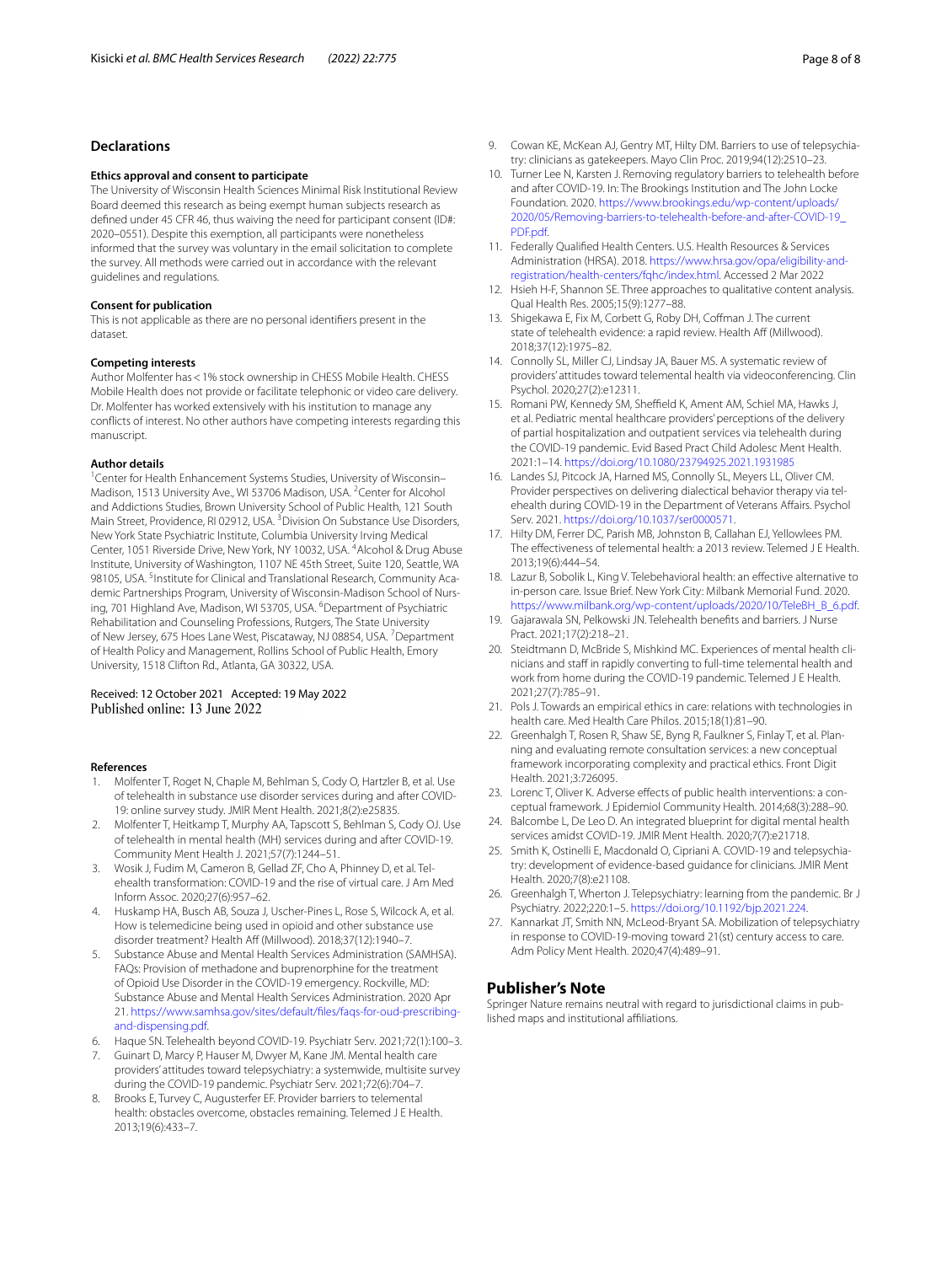## Declarations

### Ethics approval and consent to participate

The University of Wisconsin Health Sciences Minimal Risk Institutional Review Board deemed this research as being exempt human subjects research as defined under 45 CFR 46, thus waiving the need for participant consent (ID#: 2020–0551). Despite this exemption, all participants were nonetheless informed that the survey was voluntary in the email solicitation to complete the survey. All methods were carried out in accordance with the relevant guidelines and regulations.

### Consent for publication

This is not applicable as there are no personal identifiers present in the dataset.

### Competing interests

Author Molfenter has < 1% stock ownership in CHESS Mobile Health. CHESS Mobile Health does not provide or facilitate telephonic or video care delivery. Dr. Molfenter has worked extensively with his institution to manage any conflicts of interest. No other authors have competing interests regarding this manuscript.

### Author details

[1]Center for Health Enhancement Systems Studies, University of Wisconsin–Madison, 1513 University Ave., WI 53706 Madison, USA. [2]Center for Alcohol and Addictions Studies, Brown University School of Public Health, 121 South Main Street, Providence, RI 02912, USA. [3]Division On Substance Use Disorders, New York State Psychiatric Institute, Columbia University Irving Medical Center, 1051 Riverside Drive, New York, NY 10032, USA. [4]Alcohol & Drug Abuse Institute, University of Washington, 1107 NE 45th Street, Suite 120, Seattle, WA 98105, USA. [5]Institute for Clinical and Translational Research, Community Academic Partnerships Program, University of Wisconsin-Madison School of Nursing, 701 Highland Ave, Madison, WI 53705, USA. [6]Department of Psychiatric Rehabilitation and Counseling Professions, Rutgers, The State University of New Jersey, 675 Hoes Lane West, Piscataway, NJ 08854, USA. [7]Department of Health Policy and Management, Rollins School of Public Health, Emory University, 1518 Clifton Rd., Atlanta, GA 30322, USA.

Received: 12 October 2021 Accepted: 19 May 2022
Published online: 13 June 2022

### References

1. Molfenter T, Roget N, Chaple M, Behlman S, Cody O, Hartzler B, et al. Use of telehealth in substance use disorder services during and after COVID-19: online survey study. JMIR Ment Health. 2021;8(2):e25835.
2. Molfenter T, Heitkamp T, Murphy AA, Tapscott S, Behlman S, Cody OJ. Use of telehealth in mental health (MH) services during and after COVID-19. Community Ment Health J. 2021;57(7):1244–51.
3. Wosik J, Fudim M, Cameron B, Gellad ZF, Cho A, Phinney D, et al. Telehealth transformation: COVID-19 and the rise of virtual care. J Am Med Inform Assoc. 2020;27(6):957–62.
4. Huskamp HA, Busch AB, Souza J, Uscher-Pines L, Rose S, Wilcock A, et al. How is telemedicine being used in opioid and other substance use disorder treatment? Health Aff (Millwood). 2018;37(12):1940–7.
5. Substance Abuse and Mental Health Services Administration (SAMHSA). FAQs: Provision of methadone and buprenorphine for the treatment of Opioid Use Disorder in the COVID-19 emergency. Rockville, MD: Substance Abuse and Mental Health Services Administration. 2020 Apr 21. https://www.samhsa.gov/sites/default/files/faqs-for-oud-prescribing-and-dispensing.pdf.
6. Haque SN. Telehealth beyond COVID-19. Psychiatr Serv. 2021;72(1):100–3.
7. Guinart D, Marcy P, Hauser M, Dwyer M, Kane JM. Mental health care providers' attitudes toward telepsychiatry: a systemwide, multisite survey during the COVID-19 pandemic. Psychiatr Serv. 2021;72(6):704–7.
8. Brooks E, Turvey C, Augusterfer EF. Provider barriers to telemental health: obstacles overcome, obstacles remaining. Telemed J E Health. 2013;19(6):433–7.
9. Cowan KE, McKean AJ, Gentry MT, Hilty DM. Barriers to use of telepsychiatry: clinicians as gatekeepers. Mayo Clin Proc. 2019;94(12):2510–23.
10. Turner Lee N, Karsten J. Removing regulatory barriers to telehealth before and after COVID-19. In: The Brookings Institution and The John Locke Foundation. 2020. https://www.brookings.edu/wp-content/uploads/2020/05/Removing-barriers-to-telehealth-before-and-after-COVID-19_PDF.pdf.
11. Federally Qualified Health Centers. U.S. Health Resources & Services Administration (HRSA). 2018. https://www.hrsa.gov/opa/eligibility-and-registration/health-centers/fqhc/index.html. Accessed 2 Mar 2022
12. Hsieh H-F, Shannon SE. Three approaches to qualitative content analysis. Qual Health Res. 2005;15(9):1277–88.
13. Shigekawa E, Fix M, Corbett G, Roby DH, Coffman J. The current state of telehealth evidence: a rapid review. Health Aff (Millwood). 2018;37(12):1975–82.
14. Connolly SL, Miller CJ, Lindsay JA, Bauer MS. A systematic review of providers' attitudes toward telemental health via videoconferencing. Clin Psychol. 2020;27(2):e12311.
15. Romani PW, Kennedy SM, Sheffield K, Ament AM, Schiel MA, Hawks J, et al. Pediatric mental healthcare providers' perceptions of the delivery of partial hospitalization and outpatient services via telehealth during the COVID-19 pandemic. Evid Based Pract Child Adolesc Ment Health. 2021:1–14. https://doi.org/10.1080/23794925.2021.1931985
16. Landes SJ, Pitcock JA, Harned MS, Connolly SL, Meyers LL, Oliver CM. Provider perspectives on delivering dialectical behavior therapy via telehealth during COVID-19 in the Department of Veterans Affairs. Psychol Serv. 2021. https://doi.org/10.1037/ser0000571.
17. Hilty DM, Ferrer DC, Parish MB, Johnston B, Callahan EJ, Yellowlees PM. The effectiveness of telemental health: a 2013 review. Telemed J E Health. 2013;19(6):444–54.
18. Lazur B, Sobolik L, King V. Telebehavioral health: an effective alternative to in-person care. Issue Brief. New York City: Milbank Memorial Fund. 2020. https://www.milbank.org/wp-content/uploads/2020/10/TeleBH_B_6.pdf.
19. Gajarawala SN, Pelkowski JN. Telehealth benefits and barriers. J Nurse Pract. 2021;17(2):218–21.
20. Steidtmann D, McBride S, Mishkind MC. Experiences of mental health clinicians and staff in rapidly converting to full-time telemental health and work from home during the COVID-19 pandemic. Telemed J E Health. 2021;27(7):785–91.
21. Pols J. Towards an empirical ethics in care: relations with technologies in health care. Med Health Care Philos. 2015;18(1):81–90.
22. Greenhalgh T, Rosen R, Shaw SE, Byng R, Faulkner S, Finlay T, et al. Planning and evaluating remote consultation services: a new conceptual framework incorporating complexity and practical ethics. Front Digit Health. 2021;3:726095.
23. Lorenc T, Oliver K. Adverse effects of public health interventions: a conceptual framework. J Epidemiol Community Health. 2014;68(3):288–90.
24. Balcombe L, De Leo D. An integrated blueprint for digital mental health services amidst COVID-19. JMIR Ment Health. 2020;7(7):e21718.
25. Smith K, Ostinelli E, Macdonald O, Cipriani A. COVID-19 and telepsychiatry: development of evidence-based guidance for clinicians. JMIR Ment Health. 2020;7(8):e21108.
26. Greenhalgh T, Wherton J. Telepsychiatry: learning from the pandemic. Br J Psychiatry. 2022;220:1–5. https://doi.org/10.1192/bjp.2021.224.
27. Kannarkat JT, Smith NN, McLeod-Bryant SA. Mobilization of telepsychiatry in response to COVID-19-moving toward 21(st) century access to care. Adm Policy Ment Health. 2020;47(4):489–91.

## Publisher's Note

Springer Nature remains neutral with regard to jurisdictional claims in published maps and institutional affiliations.